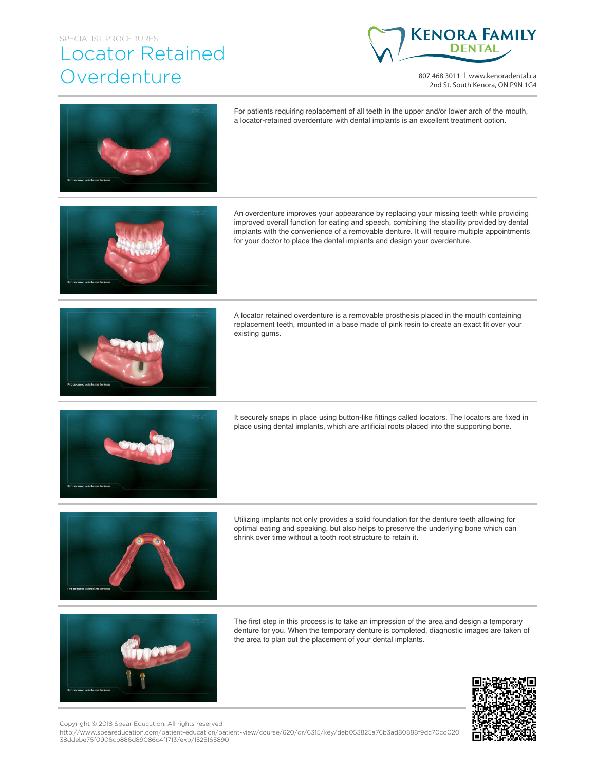SPECIALIST PROCEDURES

# Locator Retained Overdenture

KENORA FAMILY DENTAL

807 468 3011 | www.kenoradental.ca
2nd St. South Kenora, ON P9N 1G4

For patients requiring replacement of all teeth in the upper and/or lower arch of the mouth, a locator-retained overdenture with dental implants is an excellent treatment option.

An overdenture improves your appearance by replacing your missing teeth while providing improved overall function for eating and speech, combining the stability provided by dental implants with the convenience of a removable denture. It will require multiple appointments for your doctor to place the dental implants and design your overdenture.

A locator retained overdenture is a removable prosthesis placed in the mouth containing replacement teeth, mounted in a base made of pink resin to create an exact fit over your existing gums.

It securely snaps in place using button-like fittings called locators. The locators are fixed in place using dental implants, which are artificial roots placed into the supporting bone.

Utilizing implants not only provides a solid foundation for the denture teeth allowing for optimal eating and speaking, but also helps to preserve the underlying bone which can shrink over time without a tooth root structure to retain it.

The first step in this process is to take an impression of the area and design a temporary denture for you. When the temporary denture is completed, diagnostic images are taken of the area to plan out the placement of your dental implants.

Copyright © 2018 Spear Education. All rights reserved.
http://www.speareducation.com/patient-education/patient-view/course/620/dr/6315/key/deb053825a76b3ad80888f9dc70cd020 38ddebe75f0906cb886d89086c4f1713/exp/1525165890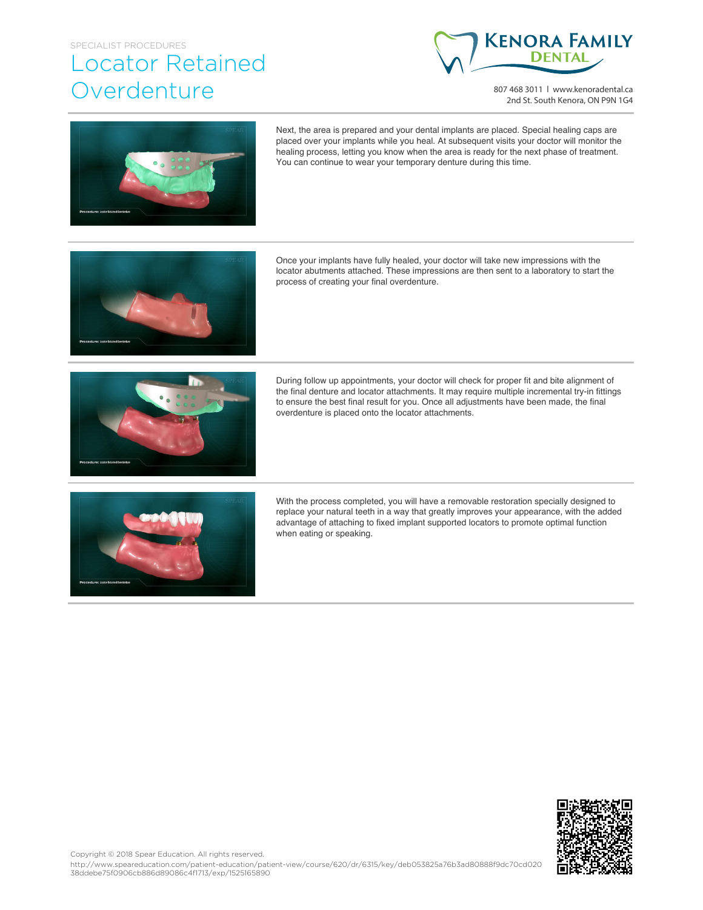SPECIALIST PROCEDURES

# Locator Retained Overdenture

**KENORA FAMILY DENTAL**

807 468 3011 | www.kenoradental.ca
2nd St. South Kenora, ON P9N 1G4

Next, the area is prepared and your dental implants are placed. Special healing caps are placed over your implants while you heal. At subsequent visits your doctor will monitor the healing process, letting you know when the area is ready for the next phase of treatment. You can continue to wear your temporary denture during this time.

Once your implants have fully healed, your doctor will take new impressions with the locator abutments attached. These impressions are then sent to a laboratory to start the process of creating your final overdenture.

During follow up appointments, your doctor will check for proper fit and bite alignment of the final denture and locator attachments. It may require multiple incremental try-in fittings to ensure the best final result for you. Once all adjustments have been made, the final overdenture is placed onto the locator attachments.

With the process completed, you will have a removable restoration specially designed to replace your natural teeth in a way that greatly improves your appearance, with the added advantage of attaching to fixed implant supported locators to promote optimal function when eating or speaking.

Copyright © 2018 Spear Education. All rights reserved.
http://www.speareducation.com/patient-education/patient-view/course/620/dr/6315/key/deb053825a76b3ad80888f9dc70cd020 38ddebe75f0906cb886d89086c4f1713/exp/1525165890